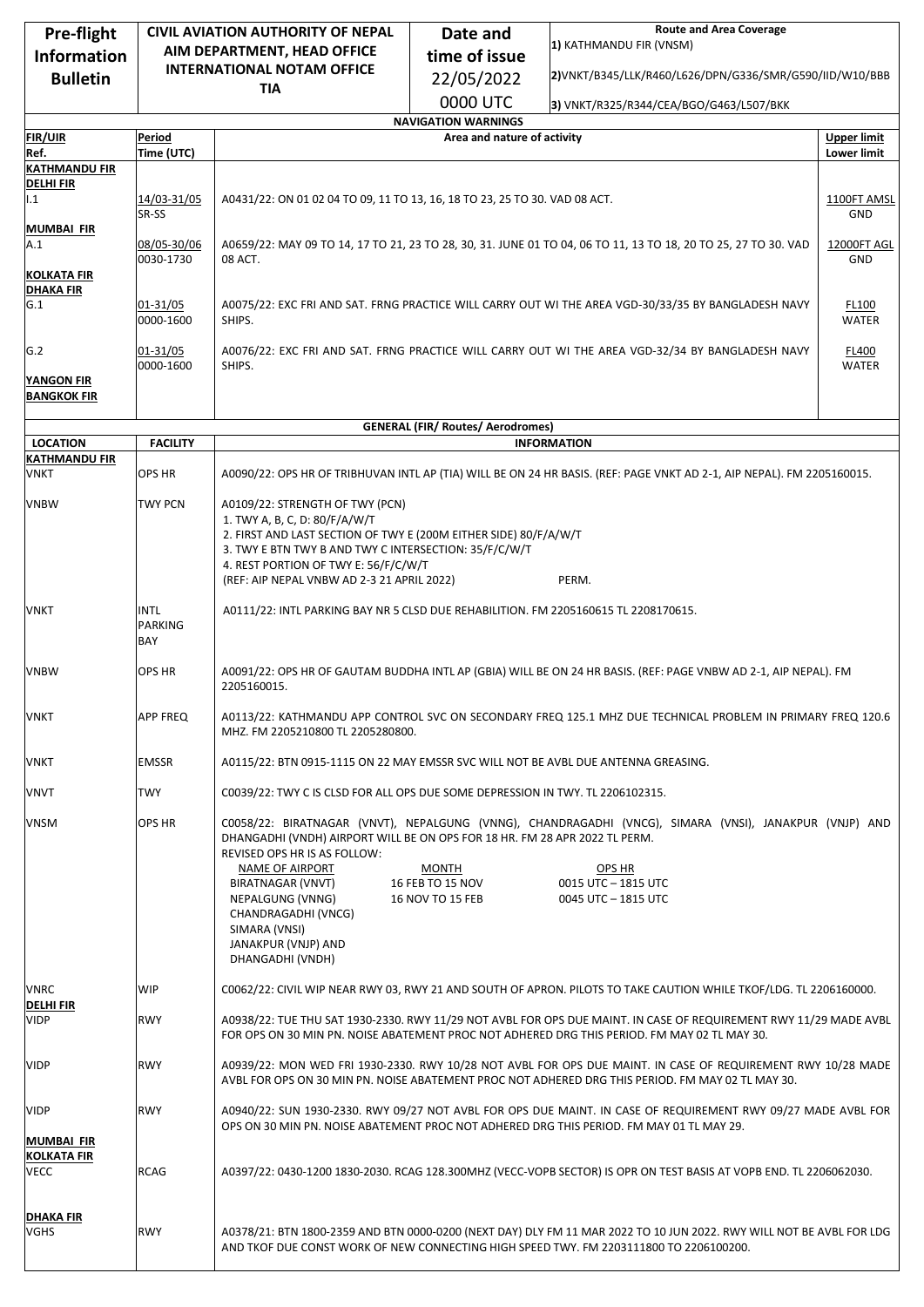| Pre-flight Information Bulletin | CIVIL AVIATION AUTHORITY OF NEPAL AIM DEPARTMENT, HEAD OFFICE INTERNATIONAL NOTAM OFFICE TIA | Date and time of issue 22/05/2022 0000 UTC | Route and Area Coverage 1) KATHMANDU FIR (VNSM) 2)VNKT/B345/LLK/R460/L626/DPN/G336/SMR/G590/IID/W10/BBB 3) VNKT/R325/R344/CEA/BGO/G463/L507/BKK |
|---|---|---|---|

## NAVIGATION WARNINGS

| FIR/UIR Ref. | Period Time (UTC) | Area and nature of activity | Upper limit Lower limit |
|---|---|---|---|
| **KATHMANDU FIR** | | | |
| **DELHI FIR** | | | |
| I.1 | 14/03-31/05 SR-SS | A0431/22: ON 01 02 04 TO 09, 11 TO 13, 16, 18 TO 23, 25 TO 30. VAD 08 ACT. | 1100FT AMSL GND |
| **MUMBAI FIR** | | | |
| A.1 | 08/05-30/06 0030-1730 | A0659/22: MAY 09 TO 14, 17 TO 21, 23 TO 28, 30, 31. JUNE 01 TO 04, 06 TO 11, 13 TO 18, 20 TO 25, 27 TO 30. VAD 08 ACT. | 12000FT AGL GND |
| **KOLKATA FIR** | | | |
| **DHAKA FIR** | | | |
| G.1 | 01-31/05 0000-1600 | A0075/22: EXC FRI AND SAT. FRNG PRACTICE WILL CARRY OUT WI THE AREA VGD-30/33/35 BY BANGLADESH NAVY SHIPS. | FL100 WATER |
| G.2 | 01-31/05 0000-1600 | A0076/22: EXC FRI AND SAT. FRNG PRACTICE WILL CARRY OUT WI THE AREA VGD-32/34 BY BANGLADESH NAVY SHIPS. | FL400 WATER |
| **YANGON FIR** | | | |
| **BANGKOK FIR** | | | |

## GENERAL (FIR/ Routes/ Aerodromes)

| LOCATION | FACILITY | INFORMATION |
|---|---|---|
| **KATHMANDU FIR** | | |
| VNKT | OPS HR | A0090/22: OPS HR OF TRIBHUVAN INTL AP (TIA) WILL BE ON 24 HR BASIS. (REF: PAGE VNKT AD 2-1, AIP NEPAL). FM 2205160015. |
| VNBW | TWY PCN | A0109/22: STRENGTH OF TWY (PCN)<br>1. TWY A, B, C, D: 80/F/A/W/T<br>2. FIRST AND LAST SECTION OF TWY E (200M EITHER SIDE) 80/F/A/W/T<br>3. TWY E BTN TWY B AND TWY C INTERSECTION: 35/F/C/W/T<br>4. REST PORTION OF TWY E: 56/F/C/W/T<br>(REF: AIP NEPAL VNBW AD 2-3 21 APRIL 2022) PERM. |
| VNKT | INTL PARKING BAY | A0111/22: INTL PARKING BAY NR 5 CLSD DUE REHABILITION. FM 2205160615 TL 2208170615. |
| VNBW | OPS HR | A0091/22: OPS HR OF GAUTAM BUDDHA INTL AP (GBIA) WILL BE ON 24 HR BASIS. (REF: PAGE VNBW AD 2-1, AIP NEPAL). FM 2205160015. |
| VNKT | APP FREQ | A0113/22: KATHMANDU APP CONTROL SVC ON SECONDARY FREQ 125.1 MHZ DUE TECHNICAL PROBLEM IN PRIMARY FREQ 120.6 MHZ. FM 2205210800 TL 2205280800. |
| VNKT | EMSSR | A0115/22: BTN 0915-1115 ON 22 MAY EMSSR SVC WILL NOT BE AVBL DUE ANTENNA GREASING. |
| VNVT | TWY | C0039/22: TWY C IS CLSD FOR ALL OPS DUE SOME DEPRESSION IN TWY. TL 2206102315. |
| VNSM | OPS HR | C0058/22: BIRATNAGAR (VNVT), NEPALGUNG (VNNG), CHANDRAGADHI (VNCG), SIMARA (VNSI), JANAKPUR (VNJP) AND DHANGADHI (VNDH) AIRPORT WILL BE ON OPS FOR 18 HR. FM 28 APR 2022 TL PERM.<br>REVISED OPS HR IS AS FOLLOW:<br>NAME OF AIRPORT / MONTH / OPS HR<br>BIRATNAGAR (VNVT), NEPALGUNG (VNNG), CHANDRAGADHI (VNCG), SIMARA (VNSI), JANAKPUR (VNJP) AND DHANGADHI (VNDH): 16 FEB TO 15 NOV — 0015 UTC – 1815 UTC; 16 NOV TO 15 FEB — 0045 UTC – 1815 UTC |
| VNRC | WIP | C0062/22: CIVIL WIP NEAR RWY 03, RWY 21 AND SOUTH OF APRON. PILOTS TO TAKE CAUTION WHILE TKOF/LDG. TL 2206160000. |
| **DELHI FIR** | | |
| VIDP | RWY | A0938/22: TUE THU SAT 1930-2330. RWY 11/29 NOT AVBL FOR OPS DUE MAINT. IN CASE OF REQUIREMENT RWY 11/29 MADE AVBL FOR OPS ON 30 MIN PN. NOISE ABATEMENT PROC NOT ADHERED DRG THIS PERIOD. FM MAY 02 TL MAY 30. |
| VIDP | RWY | A0939/22: MON WED FRI 1930-2330. RWY 10/28 NOT AVBL FOR OPS DUE MAINT. IN CASE OF REQUIREMENT RWY 10/28 MADE AVBL FOR OPS ON 30 MIN PN. NOISE ABATEMENT PROC NOT ADHERED DRG THIS PERIOD. FM MAY 02 TL MAY 30. |
| VIDP | RWY | A0940/22: SUN 1930-2330. RWY 09/27 NOT AVBL FOR OPS DUE MAINT. IN CASE OF REQUIREMENT RWY 09/27 MADE AVBL FOR OPS ON 30 MIN PN. NOISE ABATEMENT PROC NOT ADHERED DRG THIS PERIOD. FM MAY 01 TL MAY 29. |
| **MUMBAI FIR** | | |
| **KOLKATA FIR** | | |
| VECC | RCAG | A0397/22: 0430-1200 1830-2030. RCAG 128.300MHZ (VECC-VOPB SECTOR) IS OPR ON TEST BASIS AT VOPB END. TL 2206062030. |
| **DHAKA FIR** | | |
| VGHS | RWY | A0378/21: BTN 1800-2359 AND BTN 0000-0200 (NEXT DAY) DLY FM 11 MAR 2022 TO 10 JUN 2022. RWY WILL NOT BE AVBL FOR LDG AND TKOF DUE CONST WORK OF NEW CONNECTING HIGH SPEED TWY. FM 2203111800 TO 2206100200. |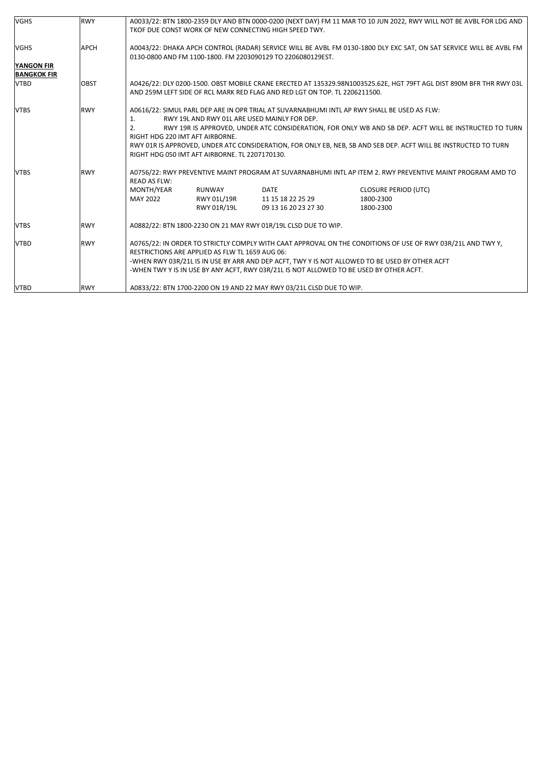| | | |
|---|---|---|
| VGHS | RWY | A0033/22: BTN 1800-2359 DLY AND BTN 0000-0200 (NEXT DAY) FM 11 MAR TO 10 JUN 2022, RWY WILL NOT BE AVBL FOR LDG AND TKOF DUE CONST WORK OF NEW CONNECTING HIGH SPEED TWY. |
| VGHS | APCH | A0043/22: DHAKA APCH CONTROL (RADAR) SERVICE WILL BE AVBL FM 0130-1800 DLY EXC SAT, ON SAT SERVICE WILL BE AVBL FM 0130-0800 AND FM 1100-1800. FM 2203090129 TO 2206080129EST. |
| **YANGON FIR** | | |
| **BANGKOK FIR** | | |
| VTBD | OBST | A0426/22: DLY 0200-1500. OBST MOBILE CRANE ERECTED AT 135329.98N1003525.62E, HGT 79FT AGL DIST 890M BFR THR RWY 03L AND 259M LEFT SIDE OF RCL MARK RED FLAG AND RED LGT ON TOP. TL 2206211500. |
| VTBS | RWY | A0616/22: SIMUL PARL DEP ARE IN OPR TRIAL AT SUVARNABHUMI INTL AP RWY SHALL BE USED AS FLW:<br>1. RWY 19L AND RWY 01L ARE USED MAINLY FOR DEP.<br>2. RWY 19R IS APPROVED, UNDER ATC CONSIDERATION, FOR ONLY WB AND SB DEP. ACFT WILL BE INSTRUCTED TO TURN RIGHT HDG 220 IMT AFT AIRBORNE.<br>RWY 01R IS APPROVED, UNDER ATC CONSIDERATION, FOR ONLY EB, NEB, SB AND SEB DEP. ACFT WILL BE INSTRUCTED TO TURN RIGHT HDG 050 IMT AFT AIRBORNE. TL 2207170130. |
| VTBS | RWY | A0756/22: RWY PREVENTIVE MAINT PROGRAM AT SUVARNABHUMI INTL AP ITEM 2. RWY PREVENTIVE MAINT PROGRAM AMD TO READ AS FLW:<br>MONTH/YEAR — RUNWAY — DATE — CLOSURE PERIOD (UTC)<br>MAY 2022 — RWY 01L/19R — 11 15 18 22 25 29 — 1800-2300<br>RWY 01R/19L — 09 13 16 20 23 27 30 — 1800-2300 |
| VTBS | RWY | A0882/22: BTN 1800-2230 ON 21 MAY RWY 01R/19L CLSD DUE TO WIP. |
| VTBD | RWY | A0765/22: IN ORDER TO STRICTLY COMPLY WITH CAAT APPROVAL ON THE CONDITIONS OF USE OF RWY 03R/21L AND TWY Y, RESTRICTIONS ARE APPLIED AS FLW TL 1659 AUG 06:<br>-WHEN RWY 03R/21L IS IN USE BY ARR AND DEP ACFT, TWY Y IS NOT ALLOWED TO BE USED BY OTHER ACFT<br>-WHEN TWY Y IS IN USE BY ANY ACFT, RWY 03R/21L IS NOT ALLOWED TO BE USED BY OTHER ACFT. |
| VTBD | RWY | A0833/22: BTN 1700-2200 ON 19 AND 22 MAY RWY 03/21L CLSD DUE TO WIP. |